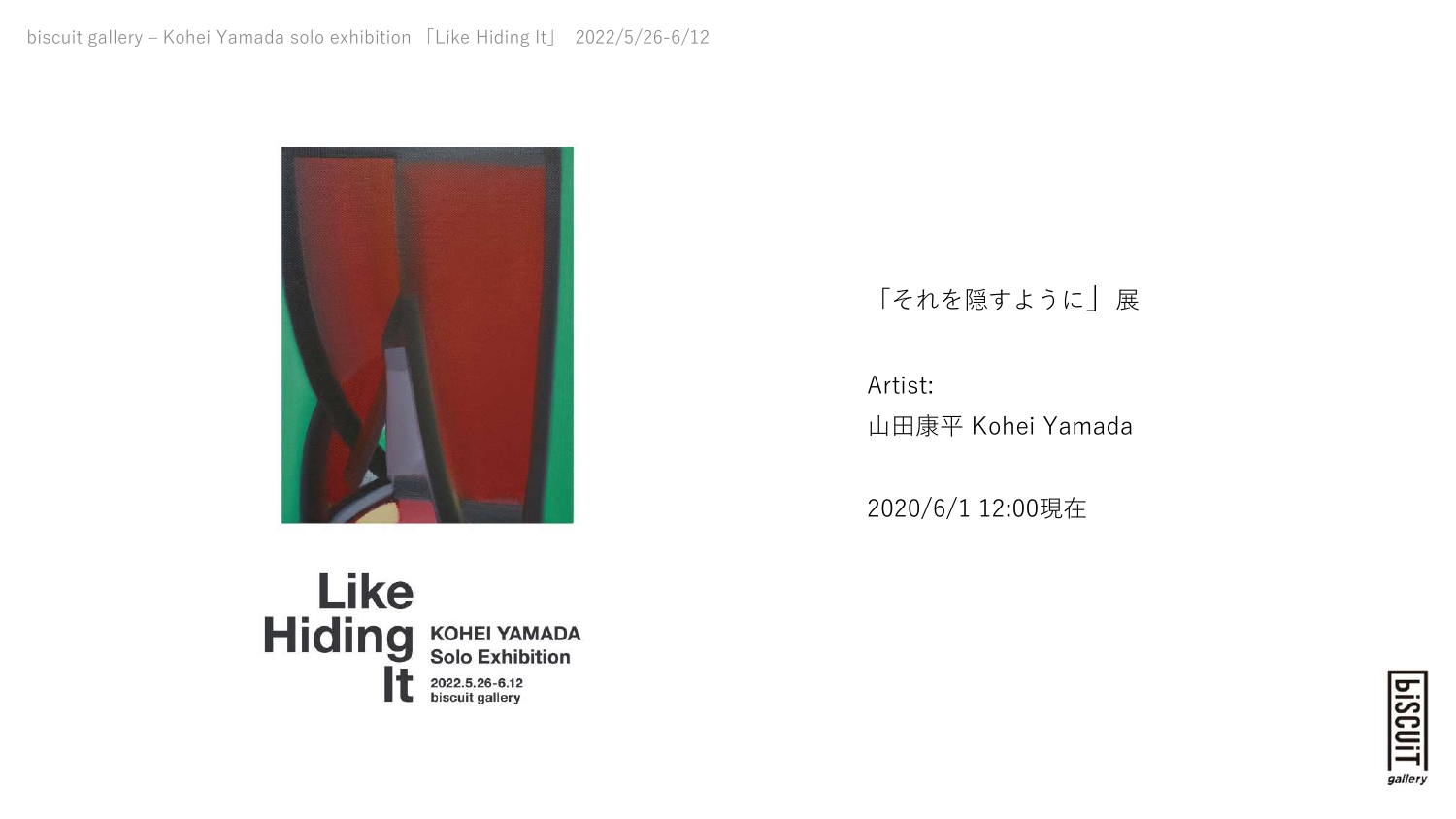Like Hiding It

KOHEI YAMADA Solo Exhibition

2022.5.26-6.12
biscuit gallery

「それを隠すように」展

Artist:
山田康平 Kohei Yamada

2020/6/1 12:00現在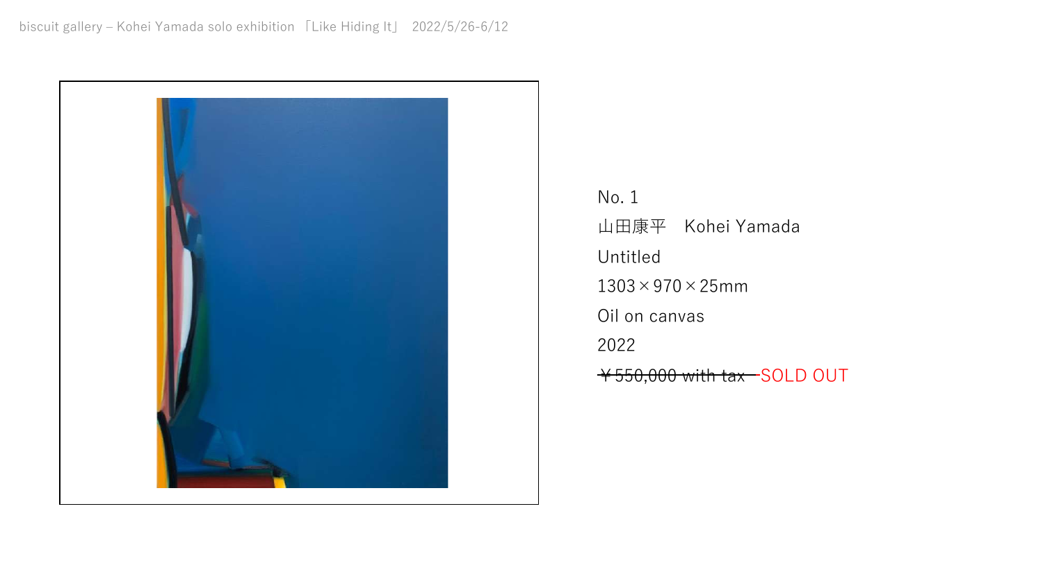No. 1

山田康平　Kohei Yamada

Untitled

1303×970×25mm

Oil on canvas

2022

~~￥550,000 with tax~~ SOLD OUT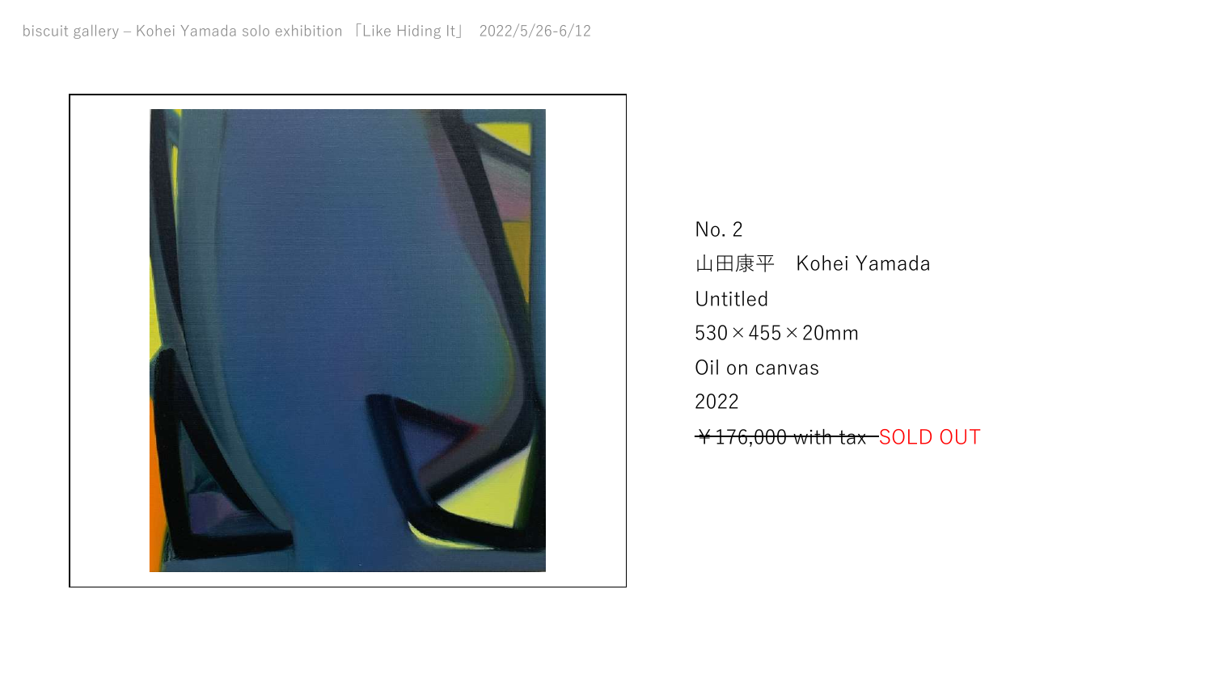No. 2

山田康平　Kohei Yamada

Untitled

530×455×20mm

Oil on canvas

2022

~~￥176,000 with tax~~ SOLD OUT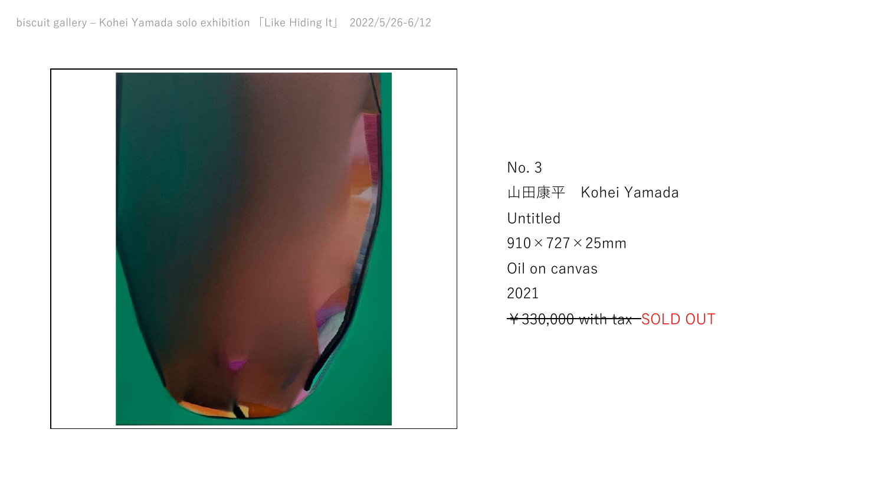No. 3

山田康平　Kohei Yamada

Untitled

910×727×25mm

Oil on canvas

2021

~~￥330,000 with tax~~ SOLD OUT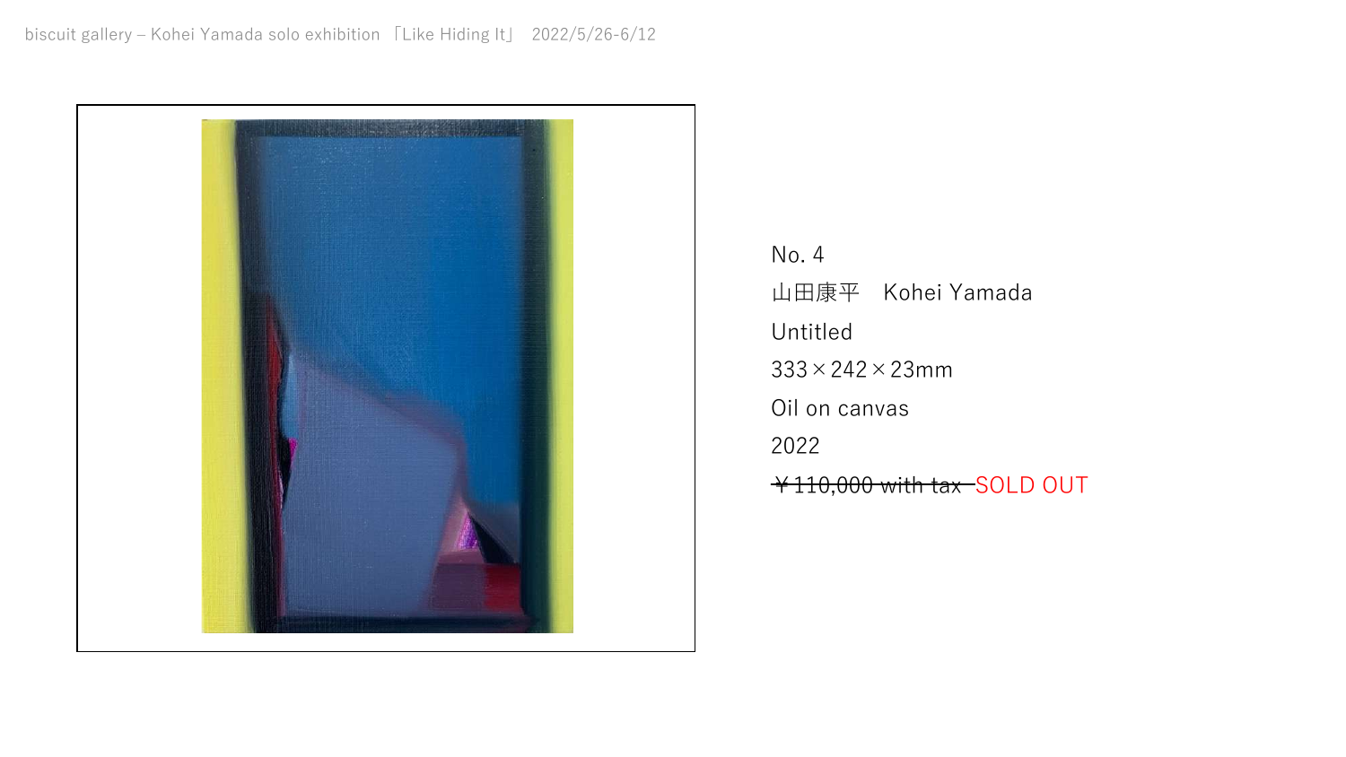No. 4

山田康平　Kohei Yamada

Untitled

333×242×23mm

Oil on canvas

2022

~~￥110,000 with tax~~ SOLD OUT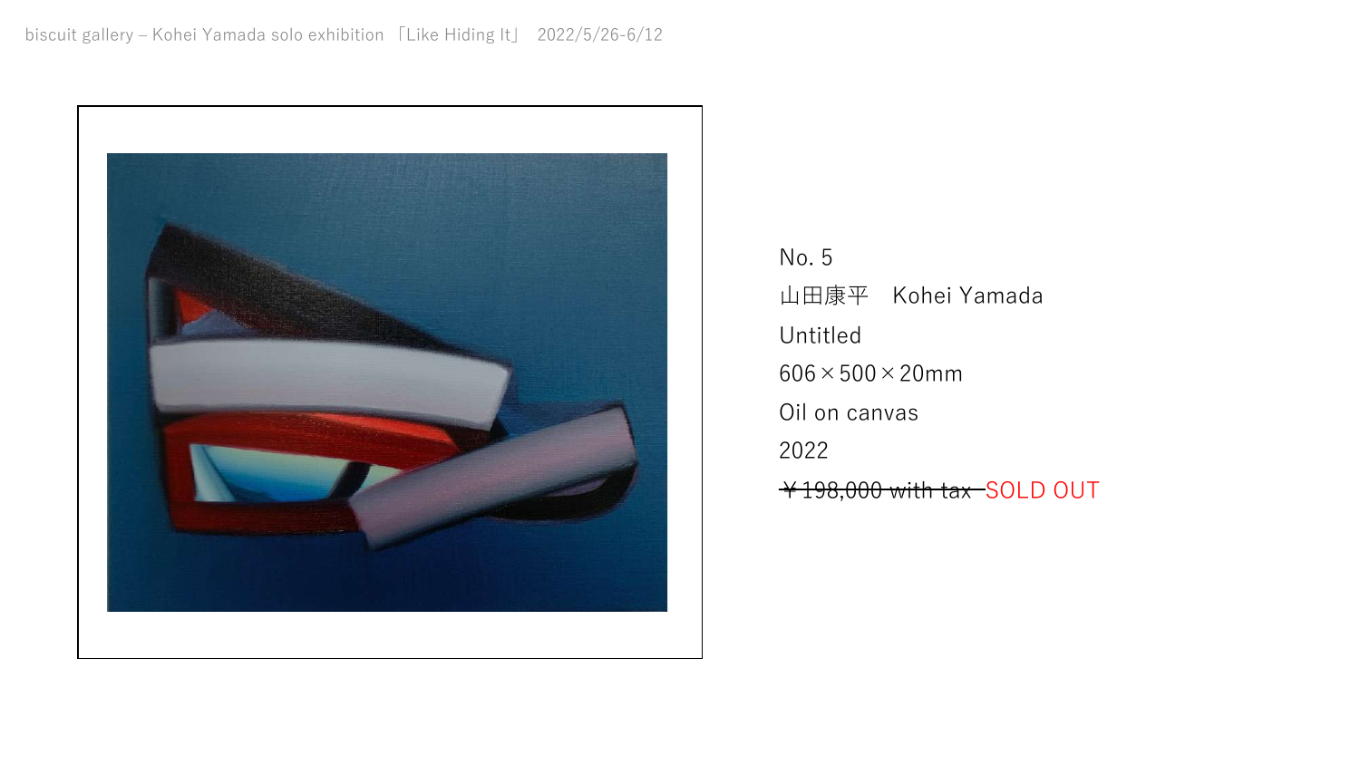No. 5

山田康平　Kohei Yamada

Untitled

606×500×20mm

Oil on canvas

2022

~~￥198,000 with tax~~ SOLD OUT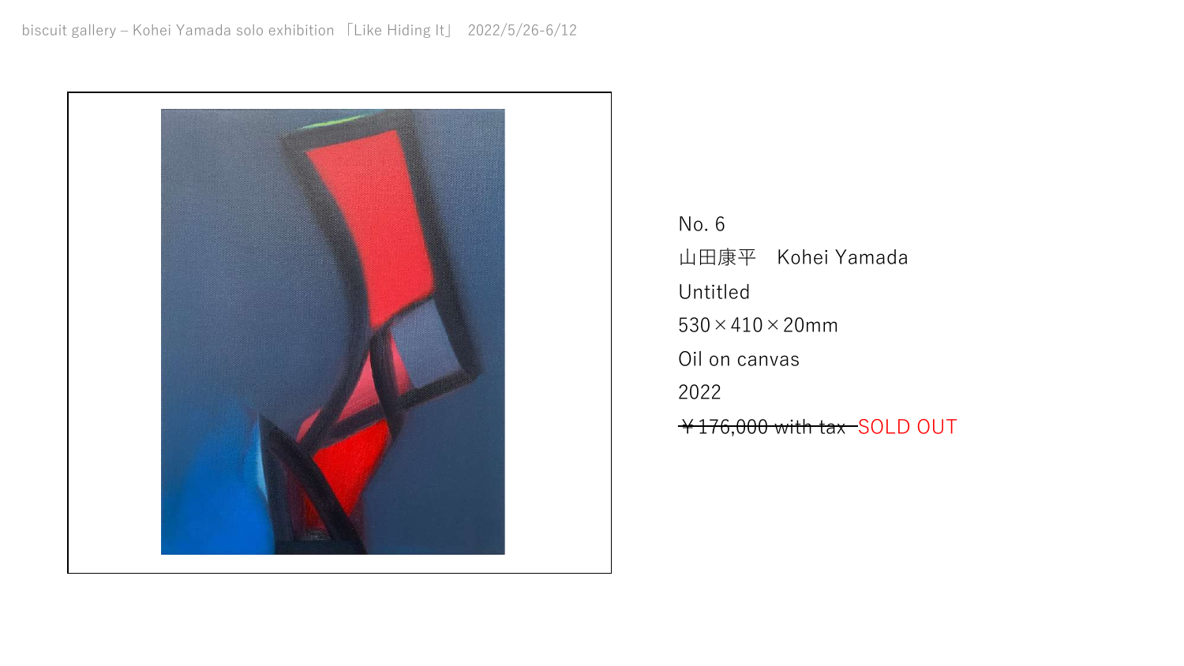No. 6

山田康平　Kohei Yamada

Untitled

530×410×20mm

Oil on canvas

2022

~~￥176,000 with tax~~ SOLD OUT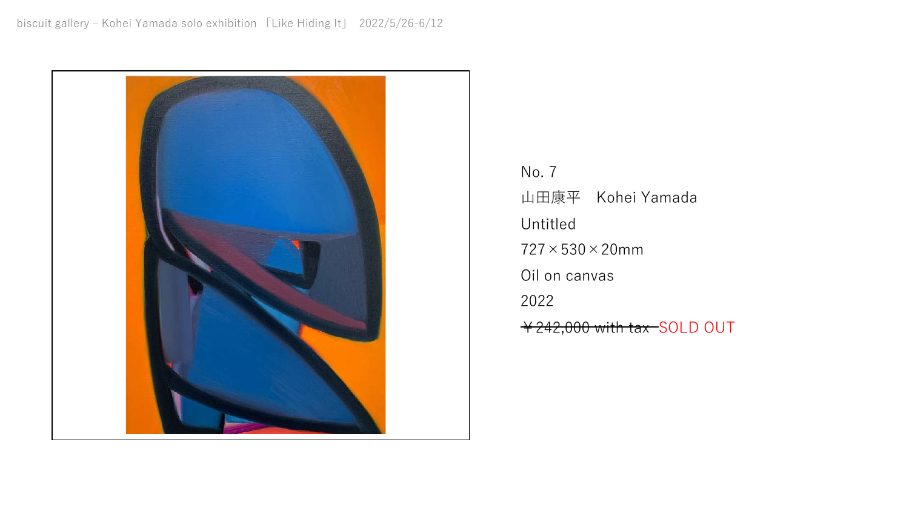No. 7

山田康平　Kohei Yamada

Untitled

727×530×20mm

Oil on canvas

2022

~~￥242,000 with tax~~ SOLD OUT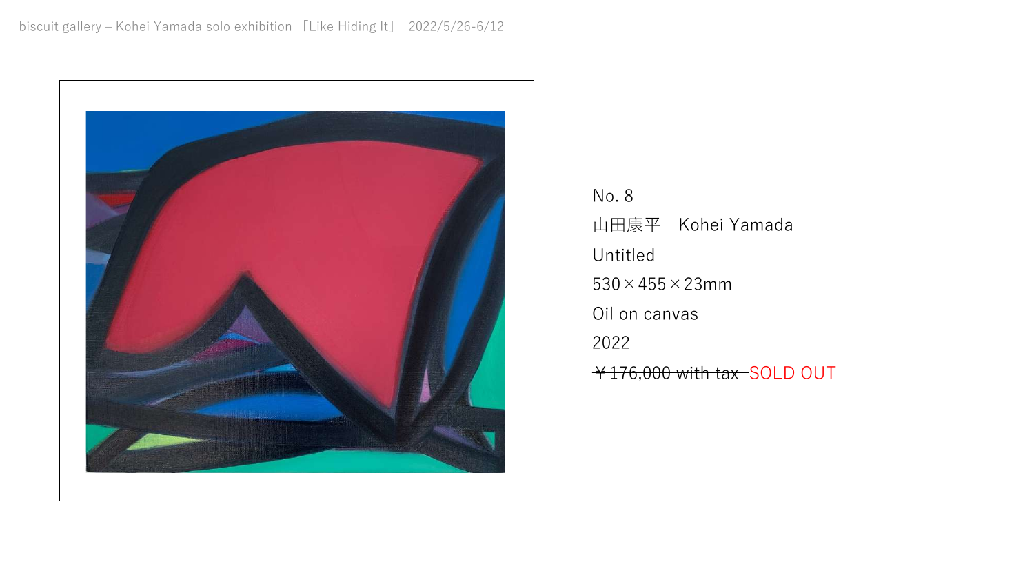No. 8

山田康平　Kohei Yamada

Untitled

530×455×23mm

Oil on canvas

2022

~~￥176,000 with tax~~ SOLD OUT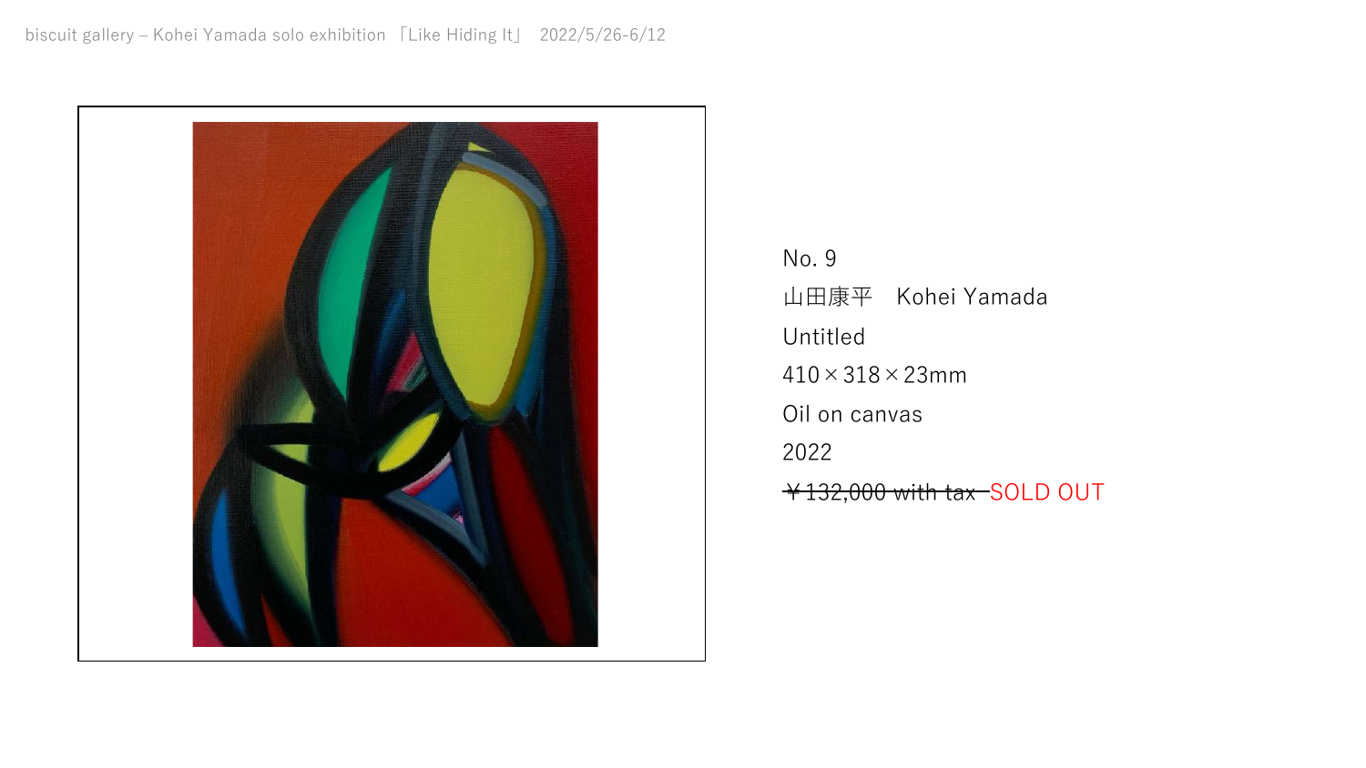No. 9

山田康平　Kohei Yamada

Untitled

410×318×23mm

Oil on canvas

2022

~~￥132,000 with tax~~ SOLD OUT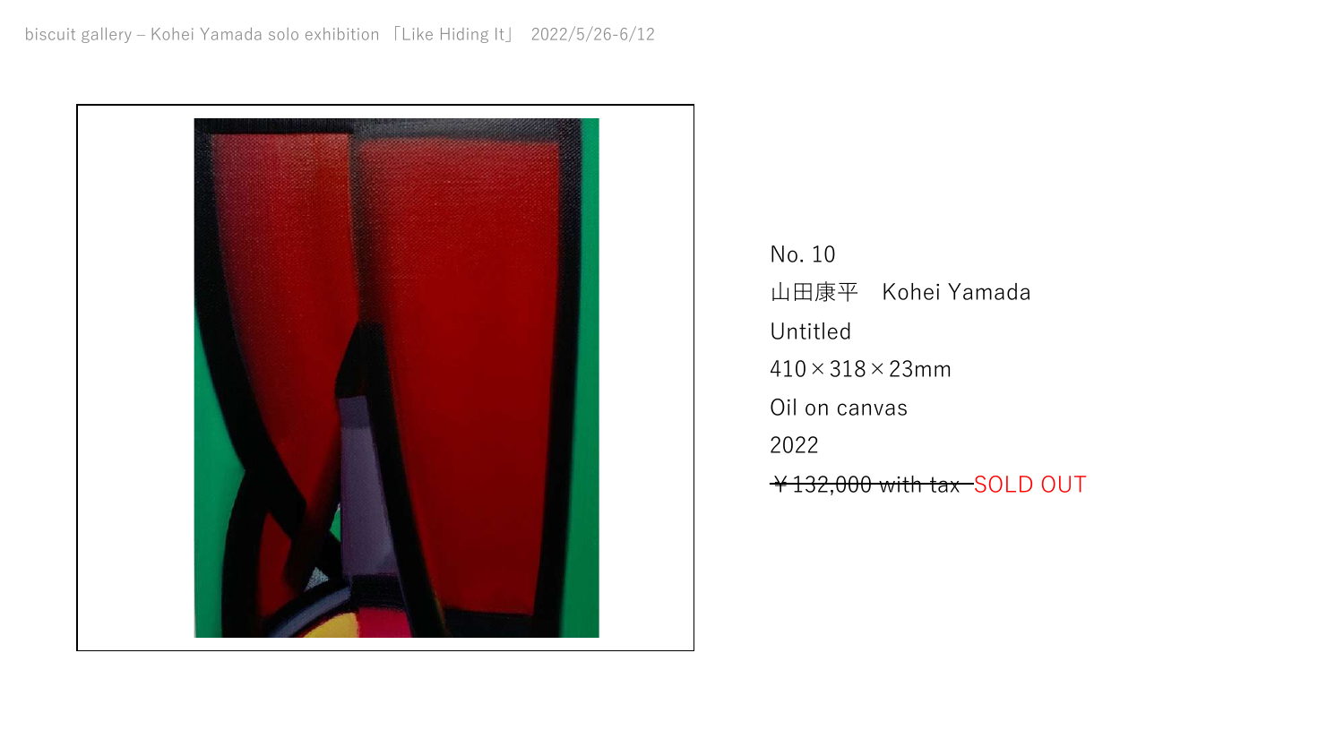No. 10

山田康平　Kohei Yamada

Untitled

410×318×23mm

Oil on canvas

2022

~~￥132,000 with tax~~ SOLD OUT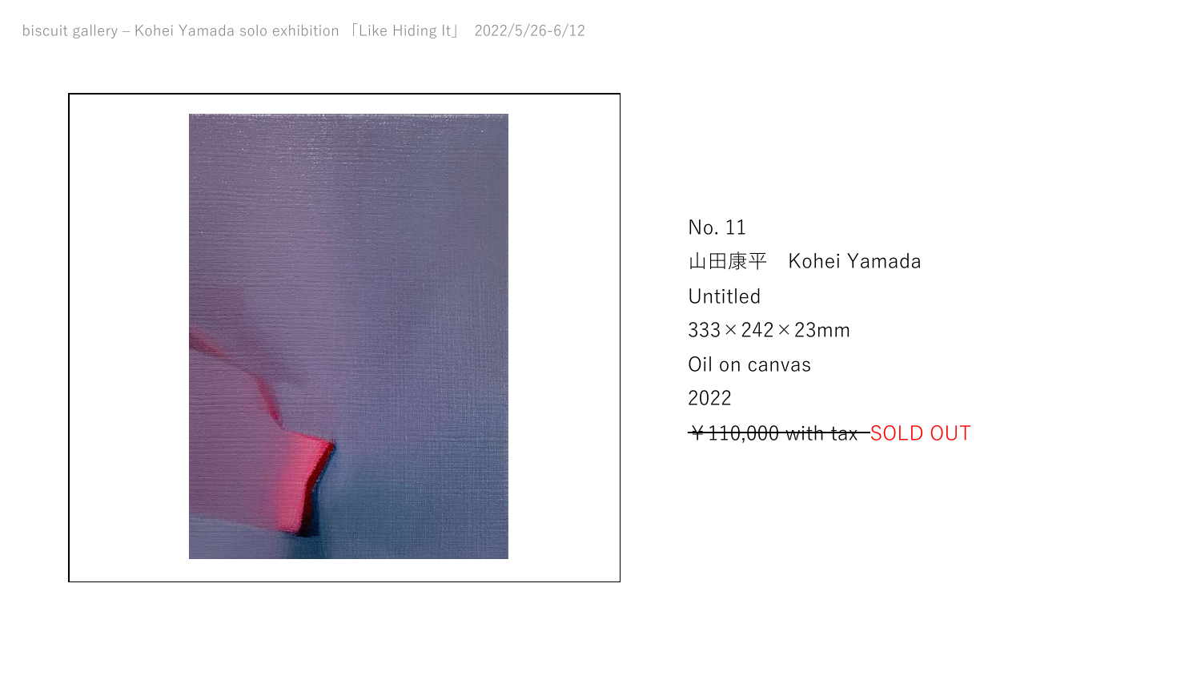No. 11

山田康平　Kohei Yamada

Untitled

333×242×23mm

Oil on canvas

2022

~~￥110,000 with tax~~ SOLD OUT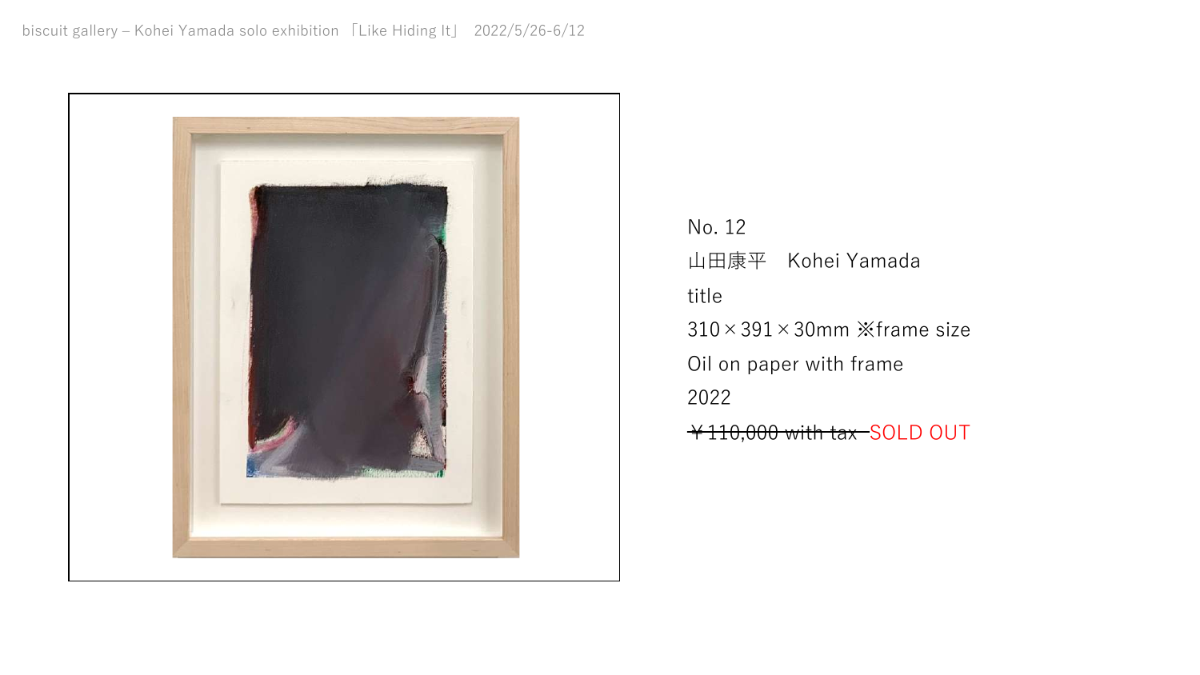No. 12

山田康平　Kohei Yamada

title

310×391×30mm ※frame size

Oil on paper with frame

2022

~~￥110,000 with tax~~ SOLD OUT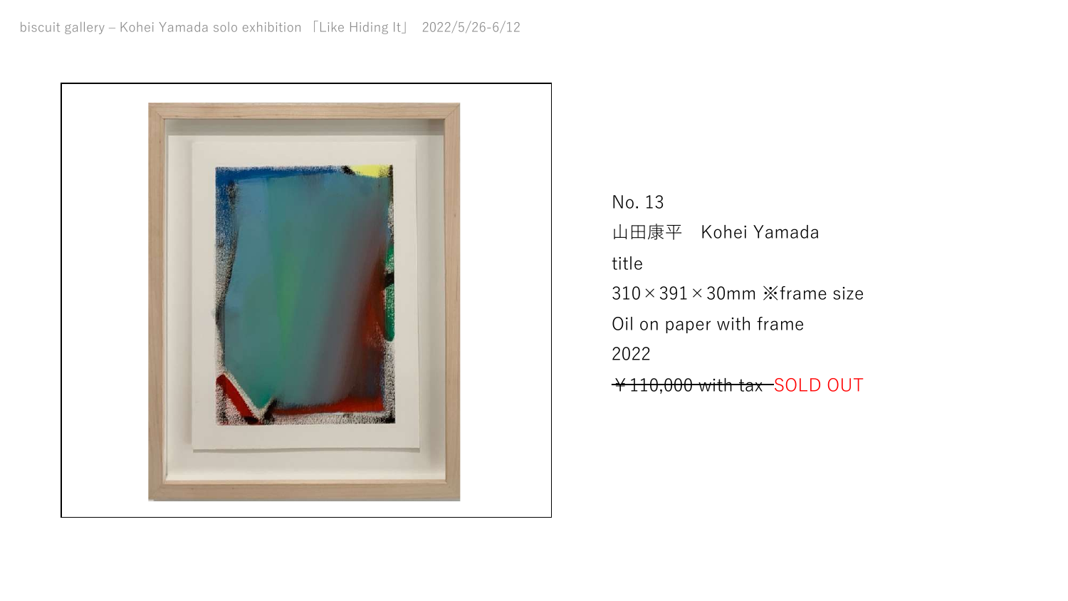biscuit gallery – Kohei Yamada solo exhibition 「Like Hiding It」 2022/5/26-6/12

No. 13

山田康平 Kohei Yamada

title

310×391×30mm ※frame size

Oil on paper with frame

2022

~~￥110,000 with tax~~ SOLD OUT